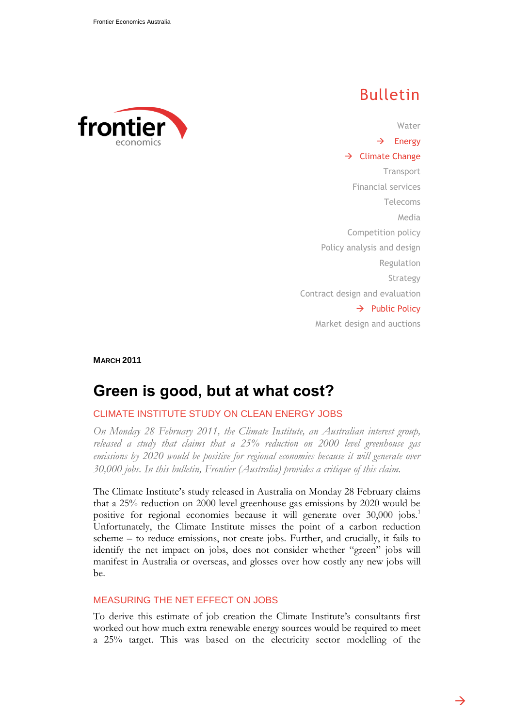Bulletin

Water

→ Energy

→ Climate Change

Transport

Financial services

Telecoms

Media

Competition policy

Policy analysis and design

Regulation

Strategy

Contract design and evaluation

→ Public Policy

Market design and auctions

**MARCH 2011**

# Green is good, but at what cost?

## CLIMATE INSTITUTE STUDY ON CLEAN ENERGY JOBS

*On Monday 28 February 2011, the Climate Institute, an Australian interest group, released a study that claims that a 25% reduction on 2000 level greenhouse gas emissions by 2020 would be positive for regional economies because it will generate over 30,000 jobs. In this bulletin, Frontier (Australia) provides a critique of this claim.*

The Climate Institute's study released in Australia on Monday 28 February claims that a 25% reduction on 2000 level greenhouse gas emissions by 2020 would be positive for regional economies because it will generate over 30,000 jobs.[1] Unfortunately, the Climate Institute misses the point of a carbon reduction scheme – to reduce emissions, not create jobs. Further, and crucially, it fails to identify the net impact on jobs, does not consider whether "green" jobs will manifest in Australia or overseas, and glosses over how costly any new jobs will be.

## MEASURING THE NET EFFECT ON JOBS

To derive this estimate of job creation the Climate Institute's consultants first worked out how much extra renewable energy sources would be required to meet a 25% target. This was based on the electricity sector modelling of the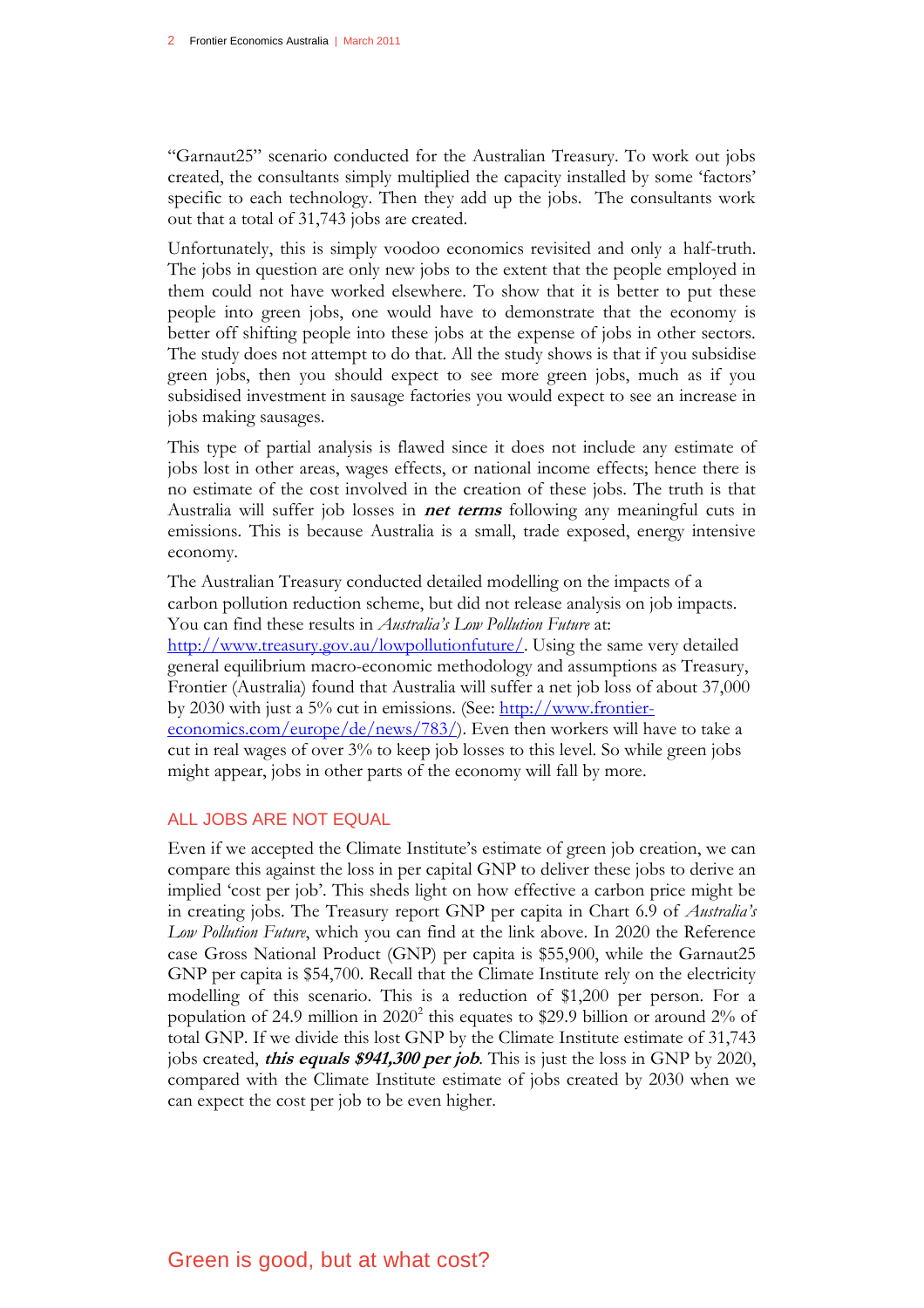"Garnaut25" scenario conducted for the Australian Treasury. To work out jobs created, the consultants simply multiplied the capacity installed by some 'factors' specific to each technology. Then they add up the jobs. The consultants work out that a total of 31,743 jobs are created.

Unfortunately, this is simply voodoo economics revisited and only a half-truth. The jobs in question are only new jobs to the extent that the people employed in them could not have worked elsewhere. To show that it is better to put these people into green jobs, one would have to demonstrate that the economy is better off shifting people into these jobs at the expense of jobs in other sectors. The study does not attempt to do that. All the study shows is that if you subsidise green jobs, then you should expect to see more green jobs, much as if you subsidised investment in sausage factories you would expect to see an increase in jobs making sausages.

This type of partial analysis is flawed since it does not include any estimate of jobs lost in other areas, wages effects, or national income effects; hence there is no estimate of the cost involved in the creation of these jobs. The truth is that Australia will suffer job losses in ***net terms*** following any meaningful cuts in emissions. This is because Australia is a small, trade exposed, energy intensive economy.

The Australian Treasury conducted detailed modelling on the impacts of a carbon pollution reduction scheme, but did not release analysis on job impacts. You can find these results in *Australia's Low Pollution Future* at: http://www.treasury.gov.au/lowpollutionfuture/. Using the same very detailed general equilibrium macro-economic methodology and assumptions as Treasury, Frontier (Australia) found that Australia will suffer a net job loss of about 37,000 by 2030 with just a 5% cut in emissions. (See: http://www.frontier-economics.com/europe/de/news/783/). Even then workers will have to take a cut in real wages of over 3% to keep job losses to this level. So while green jobs might appear, jobs in other parts of the economy will fall by more.

## ALL JOBS ARE NOT EQUAL

Even if we accepted the Climate Institute's estimate of green job creation, we can compare this against the loss in per capital GNP to deliver these jobs to derive an implied 'cost per job'. This sheds light on how effective a carbon price might be in creating jobs. The Treasury report GNP per capita in Chart 6.9 of *Australia's Low Pollution Future*, which you can find at the link above. In 2020 the Reference case Gross National Product (GNP) per capita is $55,900, while the Garnaut25 GNP per capita is $54,700. Recall that the Climate Institute rely on the electricity modelling of this scenario. This is a reduction of $1,200 per person. For a population of 24.9 million in 2020[2] this equates to $29.9 billion or around 2% of total GNP. If we divide this lost GNP by the Climate Institute estimate of 31,743 jobs created, ***this equals $941,300 per job***. This is just the loss in GNP by 2020, compared with the Climate Institute estimate of jobs created by 2030 when we can expect the cost per job to be even higher.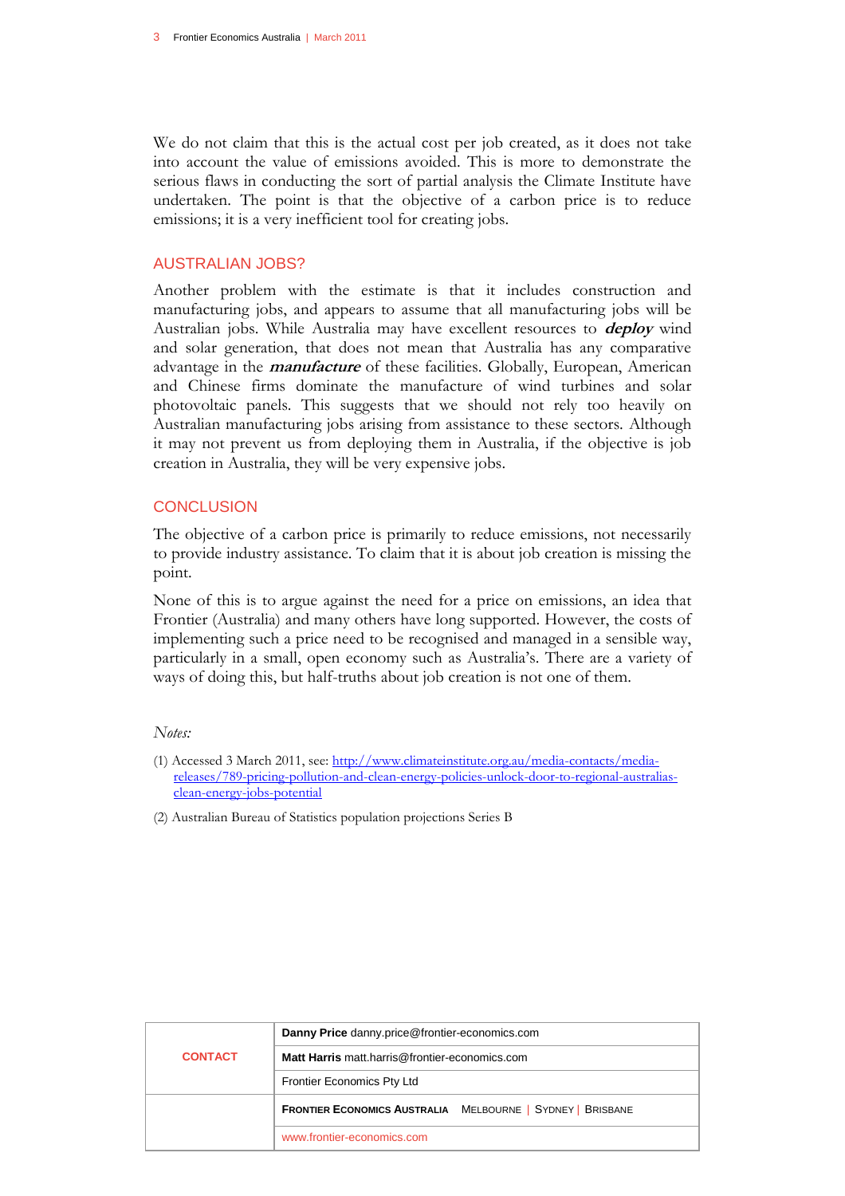We do not claim that this is the actual cost per job created, as it does not take into account the value of emissions avoided. This is more to demonstrate the serious flaws in conducting the sort of partial analysis the Climate Institute have undertaken. The point is that the objective of a carbon price is to reduce emissions; it is a very inefficient tool for creating jobs.

## AUSTRALIAN JOBS?

Another problem with the estimate is that it includes construction and manufacturing jobs, and appears to assume that all manufacturing jobs will be Australian jobs. While Australia may have excellent resources to ***deploy*** wind and solar generation, that does not mean that Australia has any comparative advantage in the ***manufacture*** of these facilities. Globally, European, American and Chinese firms dominate the manufacture of wind turbines and solar photovoltaic panels. This suggests that we should not rely too heavily on Australian manufacturing jobs arising from assistance to these sectors. Although it may not prevent us from deploying them in Australia, if the objective is job creation in Australia, they will be very expensive jobs.

## CONCLUSION

The objective of a carbon price is primarily to reduce emissions, not necessarily to provide industry assistance. To claim that it is about job creation is missing the point.

None of this is to argue against the need for a price on emissions, an idea that Frontier (Australia) and many others have long supported. However, the costs of implementing such a price need to be recognised and managed in a sensible way, particularly in a small, open economy such as Australia's. There are a variety of ways of doing this, but half-truths about job creation is not one of them.

*Notes:*

(1) Accessed 3 March 2011, see: http://www.climateinstitute.org.au/media-contacts/media-releases/789-pricing-pollution-and-clean-energy-policies-unlock-door-to-regional-australias-clean-energy-jobs-potential

(2) Australian Bureau of Statistics population projections Series B

| | |
|---|---|
| **CONTACT** | **Danny Price** danny.price@frontier-economics.com |
| | **Matt Harris** matt.harris@frontier-economics.com |
| | Frontier Economics Pty Ltd |
| | **FRONTIER ECONOMICS AUSTRALIA** MELBOURNE \| SYDNEY \| BRISBANE |
| | www.frontier-economics.com |